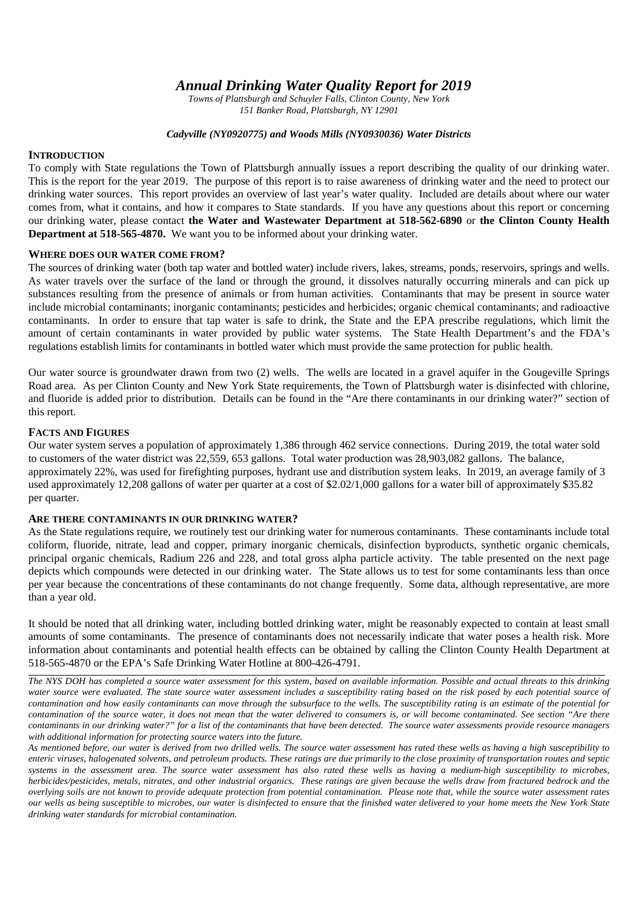# *Annual Drinking Water Quality Report for 2019*

*Towns of Plattsburgh and Schuyler Falls, Clinton County, New York*
*151 Banker Road, Plattsburgh, NY 12901*

***Cadyville (NY0920775) and Woods Mills (NY0930036) Water Districts***

## INTRODUCTION

To comply with State regulations the Town of Plattsburgh annually issues a report describing the quality of our drinking water. This is the report for the year 2019. The purpose of this report is to raise awareness of drinking water and the need to protect our drinking water sources. This report provides an overview of last year's water quality. Included are details about where our water comes from, what it contains, and how it compares to State standards. If you have any questions about this report or concerning our drinking water, please contact **the Water and Wastewater Department at 518-562-6890** or **the Clinton County Health Department at 518-565-4870.** We want you to be informed about your drinking water.

## WHERE DOES OUR WATER COME FROM?

The sources of drinking water (both tap water and bottled water) include rivers, lakes, streams, ponds, reservoirs, springs and wells. As water travels over the surface of the land or through the ground, it dissolves naturally occurring minerals and can pick up substances resulting from the presence of animals or from human activities. Contaminants that may be present in source water include microbial contaminants; inorganic contaminants; pesticides and herbicides; organic chemical contaminants; and radioactive contaminants. In order to ensure that tap water is safe to drink, the State and the EPA prescribe regulations, which limit the amount of certain contaminants in water provided by public water systems. The State Health Department's and the FDA's regulations establish limits for contaminants in bottled water which must provide the same protection for public health.

Our water source is groundwater drawn from two (2) wells. The wells are located in a gravel aquifer in the Gougeville Springs Road area. As per Clinton County and New York State requirements, the Town of Plattsburgh water is disinfected with chlorine, and fluoride is added prior to distribution. Details can be found in the "Are there contaminants in our drinking water?" section of this report.

## FACTS AND FIGURES

Our water system serves a population of approximately 1,386 through 462 service connections. During 2019, the total water sold to customers of the water district was 22,559, 653 gallons. Total water production was 28,903,082 gallons. The balance, approximately 22%, was used for firefighting purposes, hydrant use and distribution system leaks. In 2019, an average family of 3 used approximately 12,208 gallons of water per quarter at a cost of $2.02/1,000 gallons for a water bill of approximately $35.82 per quarter.

## ARE THERE CONTAMINANTS IN OUR DRINKING WATER?

As the State regulations require, we routinely test our drinking water for numerous contaminants. These contaminants include total coliform, fluoride, nitrate, lead and copper, primary inorganic chemicals, disinfection byproducts, synthetic organic chemicals, principal organic chemicals, Radium 226 and 228, and total gross alpha particle activity. The table presented on the next page depicts which compounds were detected in our drinking water. The State allows us to test for some contaminants less than once per year because the concentrations of these contaminants do not change frequently. Some data, although representative, are more than a year old.

It should be noted that all drinking water, including bottled drinking water, might be reasonably expected to contain at least small amounts of some contaminants. The presence of contaminants does not necessarily indicate that water poses a health risk. More information about contaminants and potential health effects can be obtained by calling the Clinton County Health Department at 518-565-4870 or the EPA's Safe Drinking Water Hotline at 800-426-4791.

---

*The NYS DOH has completed a source water assessment for this system, based on available information. Possible and actual threats to this drinking water source were evaluated. The state source water assessment includes a susceptibility rating based on the risk posed by each potential source of contamination and how easily contaminants can move through the subsurface to the wells. The susceptibility rating is an estimate of the potential for contamination of the source water, it does not mean that the water delivered to consumers is, or will become contaminated. See section "Are there contaminants in our drinking water?" for a list of the contaminants that have been detected. The source water assessments provide resource managers with additional information for protecting source waters into the future.*

*As mentioned before, our water is derived from two drilled wells. The source water assessment has rated these wells as having a high susceptibility to enteric viruses, halogenated solvents, and petroleum products. These ratings are due primarily to the close proximity of transportation routes and septic systems in the assessment area. The source water assessment has also rated these wells as having a medium-high susceptibility to microbes, herbicides/pesticides, metals, nitrates, and other industrial organics. These ratings are given because the wells draw from fractured bedrock and the overlying soils are not known to provide adequate protection from potential contamination. Please note that, while the source water assessment rates our wells as being susceptible to microbes, our water is disinfected to ensure that the finished water delivered to your home meets the New York State drinking water standards for microbial contamination.*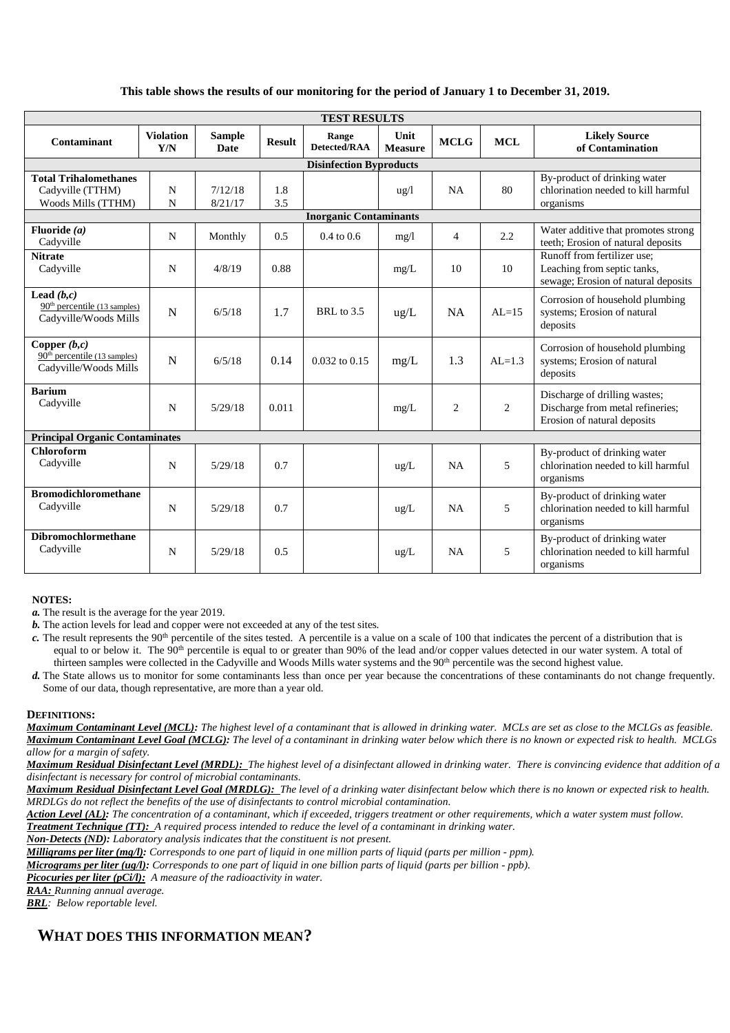**This table shows the results of our monitoring for the period of January 1 to December 31, 2019.**

| TEST RESULTS | | | | | | | | |
|---|---|---|---|---|---|---|---|---|
| **Contaminant** | **Violation Y/N** | **Sample Date** | **Result** | **Range Detected/RAA** | **Unit Measure** | **MCLG** | **MCL** | **Likely Source of Contamination** |
| **Disinfection Byproducts** | | | | | | | | |
| **Total Trihalomethanes** Cadyville (TTHM) | N | 7/12/18 | 1.8 | | ug/l | NA | 80 | By-product of drinking water chlorination needed to kill harmful organisms |
| Woods Mills (TTHM) | N | 8/21/17 | 3.5 | | | | | |
| **Inorganic Contaminants** | | | | | | | | |
| **Fluoride *(a)*** Cadyville | N | Monthly | 0.5 | 0.4 to 0.6 | mg/l | 4 | 2.2 | Water additive that promotes strong teeth; Erosion of natural deposits |
| **Nitrate** Cadyville | N | 4/8/19 | 0.88 | | mg/L | 10 | 10 | Runoff from fertilizer use; Leaching from septic tanks, sewage; Erosion of natural deposits |
| **Lead *(b,c)*** 90th percentile (13 samples) Cadyville/Woods Mills | N | 6/5/18 | 1.7 | BRL to 3.5 | ug/L | NA | AL=15 | Corrosion of household plumbing systems; Erosion of natural deposits |
| **Copper *(b,c)*** 90th percentile (13 samples) Cadyville/Woods Mills | N | 6/5/18 | 0.14 | 0.032 to 0.15 | mg/L | 1.3 | AL=1.3 | Corrosion of household plumbing systems; Erosion of natural deposits |
| **Barium** Cadyville | N | 5/29/18 | 0.011 | | mg/L | 2 | 2 | Discharge of drilling wastes; Discharge from metal refineries; Erosion of natural deposits |
| **Principal Organic Contaminates** | | | | | | | | |
| **Chloroform** Cadyville | N | 5/29/18 | 0.7 | | ug/L | NA | 5 | By-product of drinking water chlorination needed to kill harmful organisms |
| **Bromodichloromethane** Cadyville | N | 5/29/18 | 0.7 | | ug/L | NA | 5 | By-product of drinking water chlorination needed to kill harmful organisms |
| **Dibromochlormethane** Cadyville | N | 5/29/18 | 0.5 | | ug/L | NA | 5 | By-product of drinking water chlorination needed to kill harmful organisms |

**NOTES:**

***a.*** The result is the average for the year 2019.

***b.*** The action levels for lead and copper were not exceeded at any of the test sites.

***c.*** The result represents the 90th percentile of the sites tested. A percentile is a value on a scale of 100 that indicates the percent of a distribution that is equal to or below it. The 90th percentile is equal to or greater than 90% of the lead and/or copper values detected in our water system. A total of thirteen samples were collected in the Cadyville and Woods Mills water systems and the 90th percentile was the second highest value.

***d.*** The State allows us to monitor for some contaminants less than once per year because the concentrations of these contaminants do not change frequently. Some of our data, though representative, are more than a year old.

**DEFINITIONS:**

***Maximum Contaminant Level (MCL):*** *The highest level of a contaminant that is allowed in drinking water. MCLs are set as close to the MCLGs as feasible.*

***Maximum Contaminant Level Goal (MCLG):*** *The level of a contaminant in drinking water below which there is no known or expected risk to health. MCLGs allow for a margin of safety.*

***Maximum Residual Disinfectant Level (MRDL):*** *The highest level of a disinfectant allowed in drinking water. There is convincing evidence that addition of a disinfectant is necessary for control of microbial contaminants.*

***Maximum Residual Disinfectant Level Goal (MRDLG):*** *The level of a drinking water disinfectant below which there is no known or expected risk to health. MRDLGs do not reflect the benefits of the use of disinfectants to control microbial contamination.*

***Action Level (AL):*** *The concentration of a contaminant, which if exceeded, triggers treatment or other requirements, which a water system must follow.*

***Treatment Technique (TT):*** *A required process intended to reduce the level of a contaminant in drinking water.*

***Non-Detects (ND):*** *Laboratory analysis indicates that the constituent is not present.*

***Milligrams per liter (mg/l):*** *Corresponds to one part of liquid in one million parts of liquid (parts per million - ppm).*

***Micrograms per liter (ug/l):*** *Corresponds to one part of liquid in one billion parts of liquid (parts per billion - ppb).*

***Picocuries per liter (pCi/l):*** *A measure of the radioactivity in water.*

***RAA:*** *Running annual average.*

***BRL:*** *Below reportable level.*

## WHAT DOES THIS INFORMATION MEAN?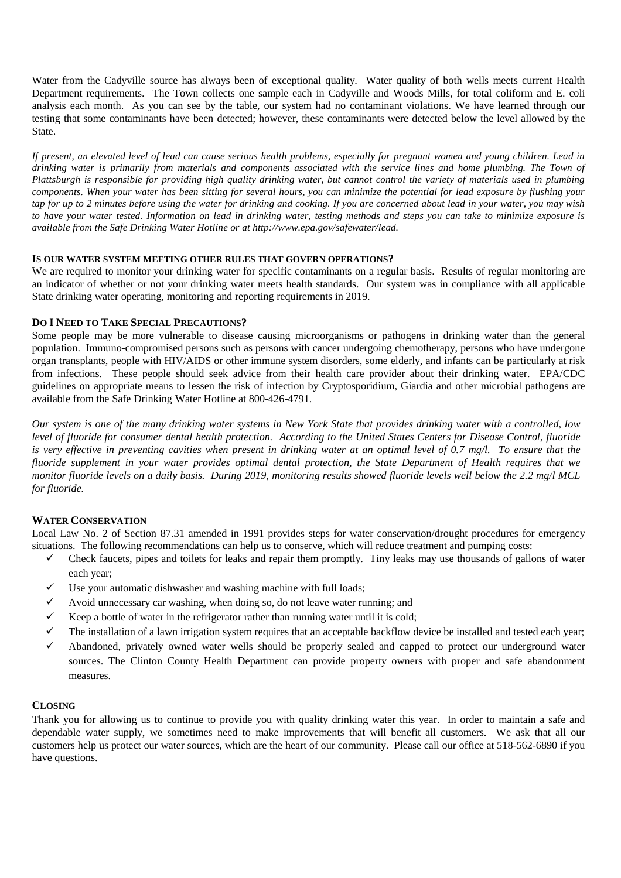Water from the Cadyville source has always been of exceptional quality. Water quality of both wells meets current Health Department requirements. The Town collects one sample each in Cadyville and Woods Mills, for total coliform and E. coli analysis each month. As you can see by the table, our system had no contaminant violations. We have learned through our testing that some contaminants have been detected; however, these contaminants were detected below the level allowed by the State.

*If present, an elevated level of lead can cause serious health problems, especially for pregnant women and young children. Lead in drinking water is primarily from materials and components associated with the service lines and home plumbing. The Town of Plattsburgh is responsible for providing high quality drinking water, but cannot control the variety of materials used in plumbing components. When your water has been sitting for several hours, you can minimize the potential for lead exposure by flushing your tap for up to 2 minutes before using the water for drinking and cooking. If you are concerned about lead in your water, you may wish to have your water tested. Information on lead in drinking water, testing methods and steps you can take to minimize exposure is available from the Safe Drinking Water Hotline or at http://www.epa.gov/safewater/lead.*

### IS OUR WATER SYSTEM MEETING OTHER RULES THAT GOVERN OPERATIONS?

We are required to monitor your drinking water for specific contaminants on a regular basis. Results of regular monitoring are an indicator of whether or not your drinking water meets health standards. Our system was in compliance with all applicable State drinking water operating, monitoring and reporting requirements in 2019.

### DO I NEED TO TAKE SPECIAL PRECAUTIONS?

Some people may be more vulnerable to disease causing microorganisms or pathogens in drinking water than the general population. Immuno-compromised persons such as persons with cancer undergoing chemotherapy, persons who have undergone organ transplants, people with HIV/AIDS or other immune system disorders, some elderly, and infants can be particularly at risk from infections. These people should seek advice from their health care provider about their drinking water. EPA/CDC guidelines on appropriate means to lessen the risk of infection by Cryptosporidium, Giardia and other microbial pathogens are available from the Safe Drinking Water Hotline at 800-426-4791.

*Our system is one of the many drinking water systems in New York State that provides drinking water with a controlled, low level of fluoride for consumer dental health protection. According to the United States Centers for Disease Control, fluoride is very effective in preventing cavities when present in drinking water at an optimal level of 0.7 mg/l. To ensure that the fluoride supplement in your water provides optimal dental protection, the State Department of Health requires that we monitor fluoride levels on a daily basis. During 2019, monitoring results showed fluoride levels well below the 2.2 mg/l MCL for fluoride.*

### WATER CONSERVATION

Local Law No. 2 of Section 87.31 amended in 1991 provides steps for water conservation/drought procedures for emergency situations. The following recommendations can help us to conserve, which will reduce treatment and pumping costs:

- ✓ Check faucets, pipes and toilets for leaks and repair them promptly. Tiny leaks may use thousands of gallons of water each year;
- ✓ Use your automatic dishwasher and washing machine with full loads;
- ✓ Avoid unnecessary car washing, when doing so, do not leave water running; and
- ✓ Keep a bottle of water in the refrigerator rather than running water until it is cold;
- ✓ The installation of a lawn irrigation system requires that an acceptable backflow device be installed and tested each year;
- ✓ Abandoned, privately owned water wells should be properly sealed and capped to protect our underground water sources. The Clinton County Health Department can provide property owners with proper and safe abandonment measures.

### CLOSING

Thank you for allowing us to continue to provide you with quality drinking water this year. In order to maintain a safe and dependable water supply, we sometimes need to make improvements that will benefit all customers. We ask that all our customers help us protect our water sources, which are the heart of our community. Please call our office at 518-562-6890 if you have questions.